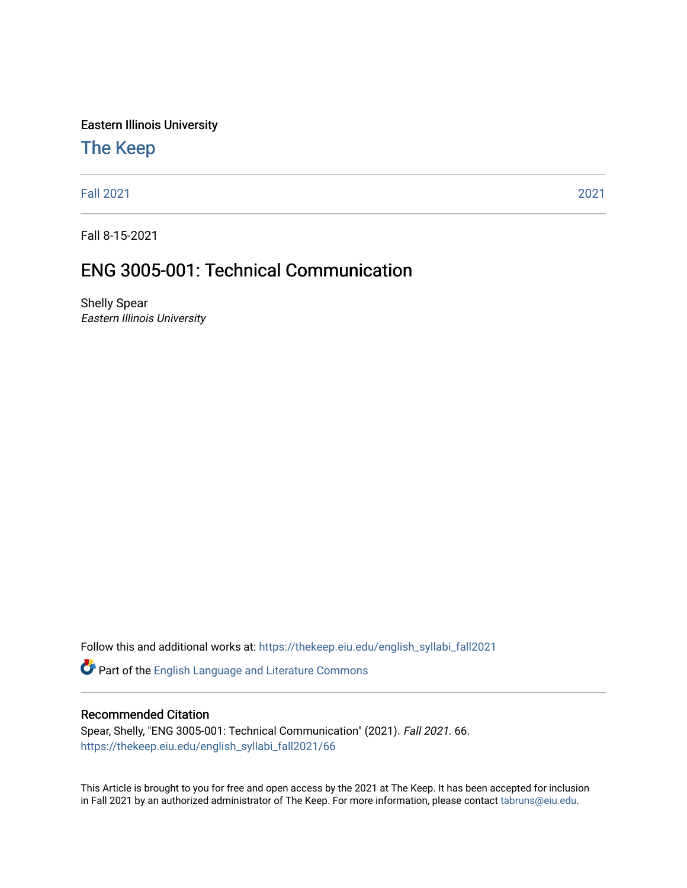Eastern Illinois University

## The Keep

Fall 2021 | 2021

Fall 8-15-2021

# ENG 3005-001: Technical Communication

Shelly Spear
*Eastern Illinois University*

Follow this and additional works at: https://thekeep.eiu.edu/english_syllabi_fall2021

Part of the English Language and Literature Commons

### Recommended Citation

Spear, Shelly, "ENG 3005-001: Technical Communication" (2021). *Fall 2021*. 66.
https://thekeep.eiu.edu/english_syllabi_fall2021/66

This Article is brought to you for free and open access by the 2021 at The Keep. It has been accepted for inclusion in Fall 2021 by an authorized administrator of The Keep. For more information, please contact tabruns@eiu.edu.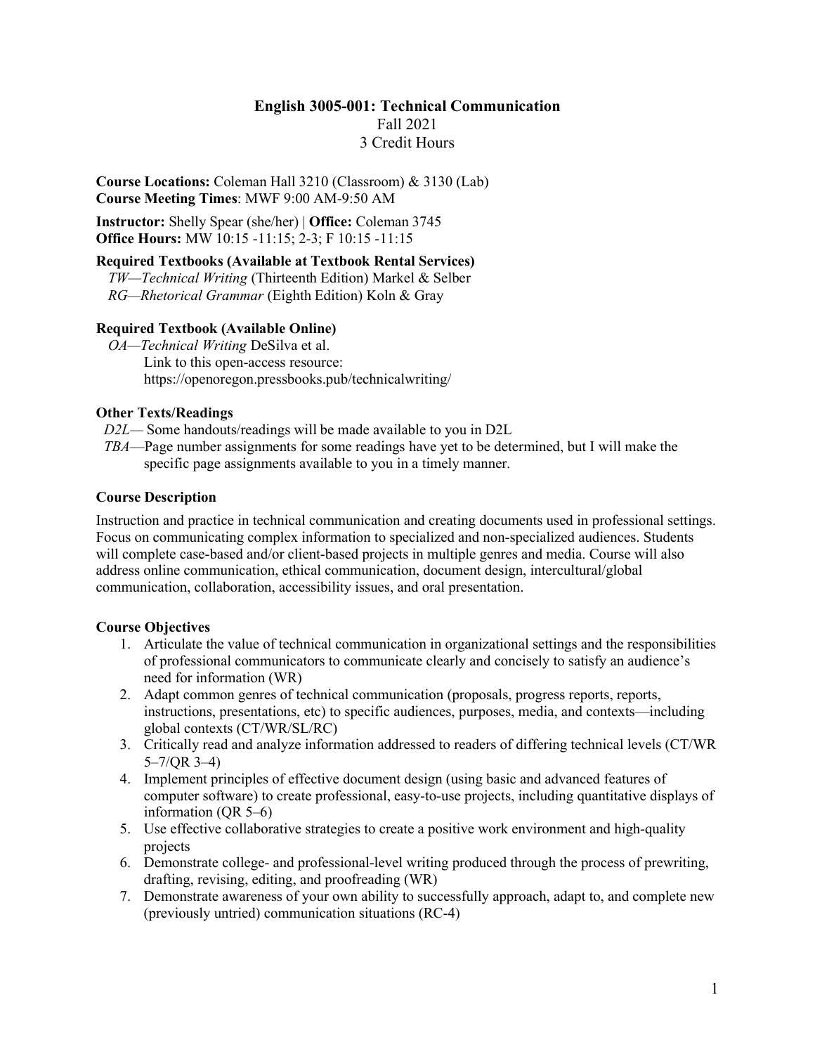# English 3005-001: Technical Communication

Fall 2021

3 Credit Hours

**Course Locations:** Coleman Hall 3210 (Classroom) & 3130 (Lab)
**Course Meeting Times**: MWF 9:00 AM-9:50 AM

**Instructor:** Shelly Spear (she/her) | **Office:** Coleman 3745
**Office Hours:** MW 10:15 -11:15; 2-3; F 10:15 -11:15

**Required Textbooks (Available at Textbook Rental Services)**

*TW—Technical Writing* (Thirteenth Edition) Markel & Selber
*RG—Rhetorical Grammar* (Eighth Edition) Koln & Gray

**Required Textbook (Available Online)**

*OA—Technical Writing* DeSilva et al.
Link to this open-access resource:
https://openoregon.pressbooks.pub/technicalwriting/

**Other Texts/Readings**

*D2L*— Some handouts/readings will be made available to you in D2L
*TBA*—Page number assignments for some readings have yet to be determined, but I will make the specific page assignments available to you in a timely manner.

**Course Description**

Instruction and practice in technical communication and creating documents used in professional settings. Focus on communicating complex information to specialized and non-specialized audiences. Students will complete case-based and/or client-based projects in multiple genres and media. Course will also address online communication, ethical communication, document design, intercultural/global communication, collaboration, accessibility issues, and oral presentation.

**Course Objectives**

1. Articulate the value of technical communication in organizational settings and the responsibilities of professional communicators to communicate clearly and concisely to satisfy an audience's need for information (WR)
2. Adapt common genres of technical communication (proposals, progress reports, reports, instructions, presentations, etc) to specific audiences, purposes, media, and contexts—including global contexts (CT/WR/SL/RC)
3. Critically read and analyze information addressed to readers of differing technical levels (CT/WR 5–7/QR 3–4)
4. Implement principles of effective document design (using basic and advanced features of computer software) to create professional, easy-to-use projects, including quantitative displays of information (QR 5–6)
5. Use effective collaborative strategies to create a positive work environment and high-quality projects
6. Demonstrate college- and professional-level writing produced through the process of prewriting, drafting, revising, editing, and proofreading (WR)
7. Demonstrate awareness of your own ability to successfully approach, adapt to, and complete new (previously untried) communication situations (RC-4)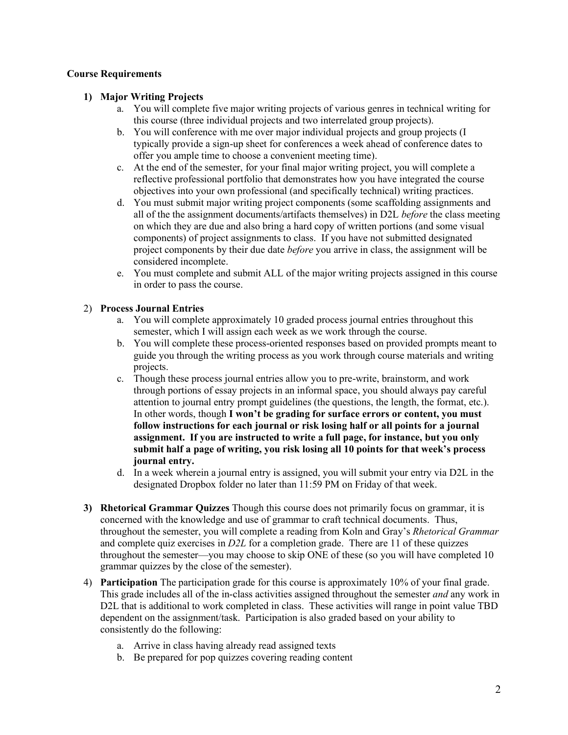**Course Requirements**

1) **Major Writing Projects**
   a. You will complete five major writing projects of various genres in technical writing for this course (three individual projects and two interrelated group projects).
   b. You will conference with me over major individual projects and group projects (I typically provide a sign-up sheet for conferences a week ahead of conference dates to offer you ample time to choose a convenient meeting time).
   c. At the end of the semester, for your final major writing project, you will complete a reflective professional portfolio that demonstrates how you have integrated the course objectives into your own professional (and specifically technical) writing practices.
   d. You must submit major writing project components (some scaffolding assignments and all of the the assignment documents/artifacts themselves) in D2L *before* the class meeting on which they are due and also bring a hard copy of written portions (and some visual components) of project assignments to class. If you have not submitted designated project components by their due date *before* you arrive in class, the assignment will be considered incomplete.
   e. You must complete and submit ALL of the major writing projects assigned in this course in order to pass the course.

2) **Process Journal Entries**
   a. You will complete approximately 10 graded process journal entries throughout this semester, which I will assign each week as we work through the course.
   b. You will complete these process-oriented responses based on provided prompts meant to guide you through the writing process as you work through course materials and writing projects.
   c. Though these process journal entries allow you to pre-write, brainstorm, and work through portions of essay projects in an informal space, you should always pay careful attention to journal entry prompt guidelines (the questions, the length, the format, etc.). In other words, though **I won't be grading for surface errors or content, you must follow instructions for each journal or risk losing half or all points for a journal assignment. If you are instructed to write a full page, for instance, but you only submit half a page of writing, you risk losing all 10 points for that week's process journal entry.**
   d. In a week wherein a journal entry is assigned, you will submit your entry via D2L in the designated Dropbox folder no later than 11:59 PM on Friday of that week.

3) **Rhetorical Grammar Quizzes** Though this course does not primarily focus on grammar, it is concerned with the knowledge and use of grammar to craft technical documents. Thus, throughout the semester, you will complete a reading from Koln and Gray's *Rhetorical Grammar* and complete quiz exercises in *D2L* for a completion grade. There are 11 of these quizzes throughout the semester—you may choose to skip ONE of these (so you will have completed 10 grammar quizzes by the close of the semester).

4) **Participation** The participation grade for this course is approximately 10% of your final grade. This grade includes all of the in-class activities assigned throughout the semester *and* any work in D2L that is additional to work completed in class. These activities will range in point value TBD dependent on the assignment/task. Participation is also graded based on your ability to consistently do the following:
   a. Arrive in class having already read assigned texts
   b. Be prepared for pop quizzes covering reading content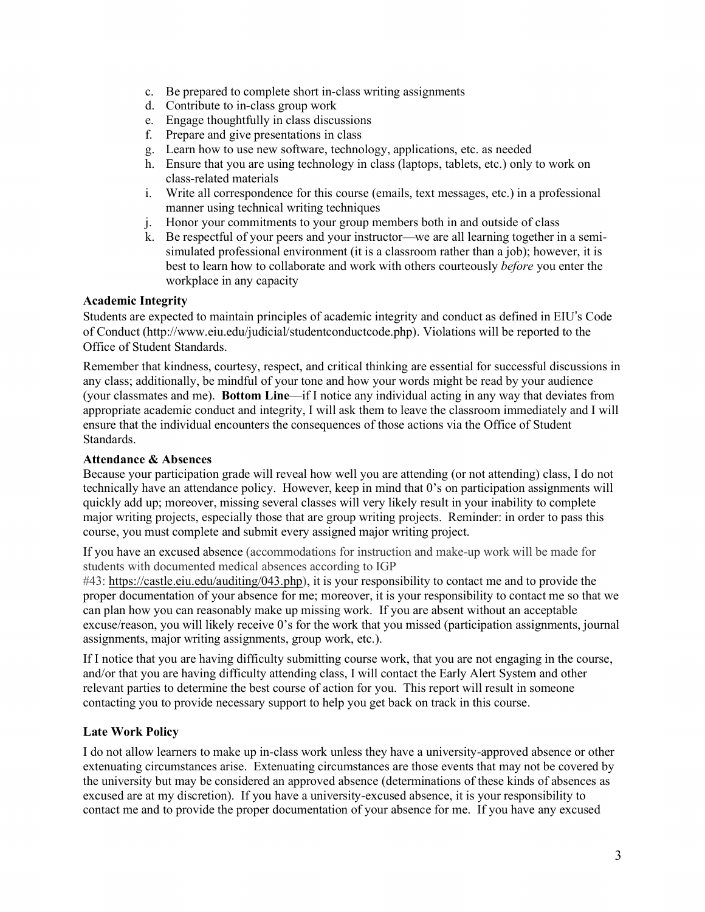c. Be prepared to complete short in-class writing assignments
d. Contribute to in-class group work
e. Engage thoughtfully in class discussions
f. Prepare and give presentations in class
g. Learn how to use new software, technology, applications, etc. as needed
h. Ensure that you are using technology in class (laptops, tablets, etc.) only to work on class-related materials
i. Write all correspondence for this course (emails, text messages, etc.) in a professional manner using technical writing techniques
j. Honor your commitments to your group members both in and outside of class
k. Be respectful of your peers and your instructor—we are all learning together in a semi-simulated professional environment (it is a classroom rather than a job); however, it is best to learn how to collaborate and work with others courteously *before* you enter the workplace in any capacity

**Academic Integrity**

Students are expected to maintain principles of academic integrity and conduct as defined in EIU's Code of Conduct (http://www.eiu.edu/judicial/studentconductcode.php). Violations will be reported to the Office of Student Standards.

Remember that kindness, courtesy, respect, and critical thinking are essential for successful discussions in any class; additionally, be mindful of your tone and how your words might be read by your audience (your classmates and me). **Bottom Line**—if I notice any individual acting in any way that deviates from appropriate academic conduct and integrity, I will ask them to leave the classroom immediately and I will ensure that the individual encounters the consequences of those actions via the Office of Student Standards.

**Attendance & Absences**

Because your participation grade will reveal how well you are attending (or not attending) class, I do not technically have an attendance policy. However, keep in mind that 0's on participation assignments will quickly add up; moreover, missing several classes will very likely result in your inability to complete major writing projects, especially those that are group writing projects. Reminder: in order to pass this course, you must complete and submit every assigned major writing project.

If you have an excused absence (accommodations for instruction and make-up work will be made for students with documented medical absences according to IGP #43: https://castle.eiu.edu/auditing/043.php), it is your responsibility to contact me and to provide the proper documentation of your absence for me; moreover, it is your responsibility to contact me so that we can plan how you can reasonably make up missing work. If you are absent without an acceptable excuse/reason, you will likely receive 0's for the work that you missed (participation assignments, journal assignments, major writing assignments, group work, etc.).

If I notice that you are having difficulty submitting course work, that you are not engaging in the course, and/or that you are having difficulty attending class, I will contact the Early Alert System and other relevant parties to determine the best course of action for you. This report will result in someone contacting you to provide necessary support to help you get back on track in this course.

**Late Work Policy**

I do not allow learners to make up in-class work unless they have a university-approved absence or other extenuating circumstances arise. Extenuating circumstances are those events that may not be covered by the university but may be considered an approved absence (determinations of these kinds of absences as excused are at my discretion). If you have a university-excused absence, it is your responsibility to contact me and to provide the proper documentation of your absence for me. If you have any excused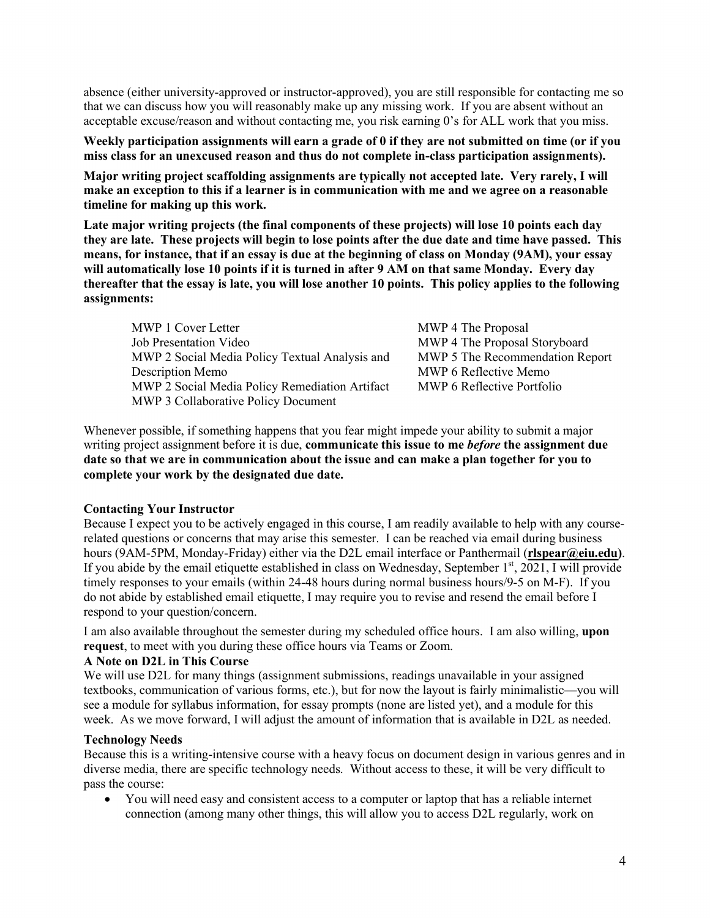absence (either university-approved or instructor-approved), you are still responsible for contacting me so that we can discuss how you will reasonably make up any missing work. If you are absent without an acceptable excuse/reason and without contacting me, you risk earning 0's for ALL work that you miss.

**Weekly participation assignments will earn a grade of 0 if they are not submitted on time (or if you miss class for an unexcused reason and thus do not complete in-class participation assignments).**

**Major writing project scaffolding assignments are typically not accepted late. Very rarely, I will make an exception to this if a learner is in communication with me and we agree on a reasonable timeline for making up this work.**

**Late major writing projects (the final components of these projects) will lose 10 points each day they are late. These projects will begin to lose points after the due date and time have passed. This means, for instance, that if an essay is due at the beginning of class on Monday (9AM), your essay will automatically lose 10 points if it is turned in after 9 AM on that same Monday. Every day thereafter that the essay is late, you will lose another 10 points. This policy applies to the following assignments:**

- MWP 1 Cover Letter
- Job Presentation Video
- MWP 2 Social Media Policy Textual Analysis and Description Memo
- MWP 2 Social Media Policy Remediation Artifact
- MWP 3 Collaborative Policy Document
- MWP 4 The Proposal
- MWP 4 The Proposal Storyboard
- MWP 5 The Recommendation Report
- MWP 6 Reflective Memo
- MWP 6 Reflective Portfolio

Whenever possible, if something happens that you fear might impede your ability to submit a major writing project assignment before it is due, **communicate this issue to me *before* the assignment due date so that we are in communication about the issue and can make a plan together for you to complete your work by the designated due date.**

### Contacting Your Instructor

Because I expect you to be actively engaged in this course, I am readily available to help with any course-related questions or concerns that may arise this semester. I can be reached via email during business hours (9AM-5PM, Monday-Friday) either via the D2L email interface or Panthermail (**rlspear@eiu.edu**). If you abide by the email etiquette established in class on Wednesday, September 1st, 2021, I will provide timely responses to your emails (within 24-48 hours during normal business hours/9-5 on M-F). If you do not abide by established email etiquette, I may require you to revise and resend the email before I respond to your question/concern.

I am also available throughout the semester during my scheduled office hours. I am also willing, **upon request**, to meet with you during these office hours via Teams or Zoom.

### A Note on D2L in This Course

We will use D2L for many things (assignment submissions, readings unavailable in your assigned textbooks, communication of various forms, etc.), but for now the layout is fairly minimalistic—you will see a module for syllabus information, for essay prompts (none are listed yet), and a module for this week. As we move forward, I will adjust the amount of information that is available in D2L as needed.

### Technology Needs

Because this is a writing-intensive course with a heavy focus on document design in various genres and in diverse media, there are specific technology needs. Without access to these, it will be very difficult to pass the course:

- You will need easy and consistent access to a computer or laptop that has a reliable internet connection (among many other things, this will allow you to access D2L regularly, work on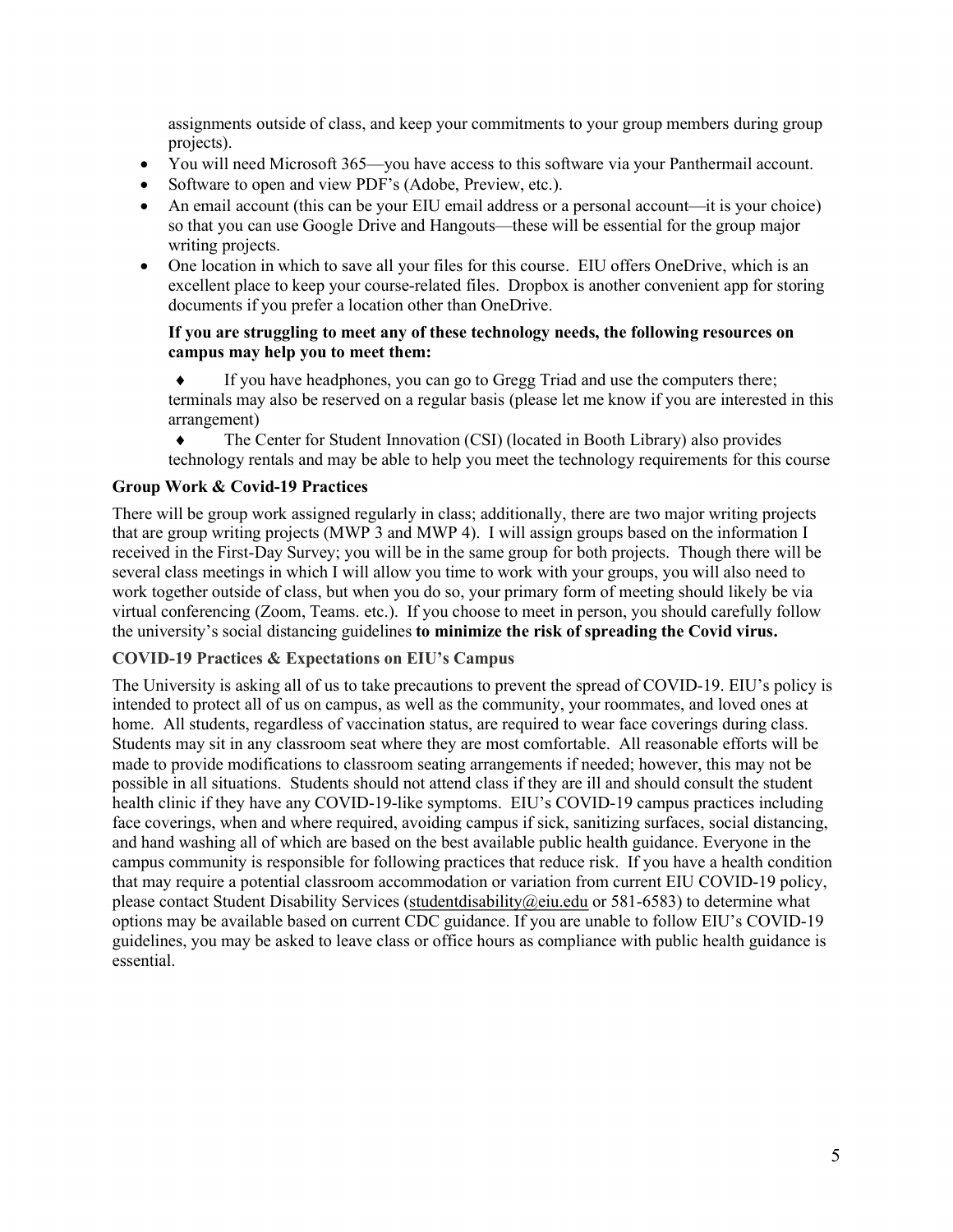assignments outside of class, and keep your commitments to your group members during group projects).

- You will need Microsoft 365—you have access to this software via your Panthermail account.
- Software to open and view PDF's (Adobe, Preview, etc.).
- An email account (this can be your EIU email address or a personal account—it is your choice) so that you can use Google Drive and Hangouts—these will be essential for the group major writing projects.
- One location in which to save all your files for this course. EIU offers OneDrive, which is an excellent place to keep your course-related files. Dropbox is another convenient app for storing documents if you prefer a location other than OneDrive.

**If you are struggling to meet any of these technology needs, the following resources on campus may help you to meet them:**

♦ If you have headphones, you can go to Gregg Triad and use the computers there; terminals may also be reserved on a regular basis (please let me know if you are interested in this arrangement)

♦ The Center for Student Innovation (CSI) (located in Booth Library) also provides technology rentals and may be able to help you meet the technology requirements for this course

### Group Work & Covid-19 Practices

There will be group work assigned regularly in class; additionally, there are two major writing projects that are group writing projects (MWP 3 and MWP 4). I will assign groups based on the information I received in the First-Day Survey; you will be in the same group for both projects. Though there will be several class meetings in which I will allow you time to work with your groups, you will also need to work together outside of class, but when you do so, your primary form of meeting should likely be via virtual conferencing (Zoom, Teams. etc.). If you choose to meet in person, you should carefully follow the university's social distancing guidelines **to minimize the risk of spreading the Covid virus.**

### COVID-19 Practices & Expectations on EIU's Campus

The University is asking all of us to take precautions to prevent the spread of COVID-19. EIU's policy is intended to protect all of us on campus, as well as the community, your roommates, and loved ones at home. All students, regardless of vaccination status, are required to wear face coverings during class. Students may sit in any classroom seat where they are most comfortable. All reasonable efforts will be made to provide modifications to classroom seating arrangements if needed; however, this may not be possible in all situations. Students should not attend class if they are ill and should consult the student health clinic if they have any COVID-19-like symptoms. EIU's COVID-19 campus practices including face coverings, when and where required, avoiding campus if sick, sanitizing surfaces, social distancing, and hand washing all of which are based on the best available public health guidance. Everyone in the campus community is responsible for following practices that reduce risk. If you have a health condition that may require a potential classroom accommodation or variation from current EIU COVID-19 policy, please contact Student Disability Services (studentdisability@eiu.edu or 581-6583) to determine what options may be available based on current CDC guidance. If you are unable to follow EIU's COVID-19 guidelines, you may be asked to leave class or office hours as compliance with public health guidance is essential.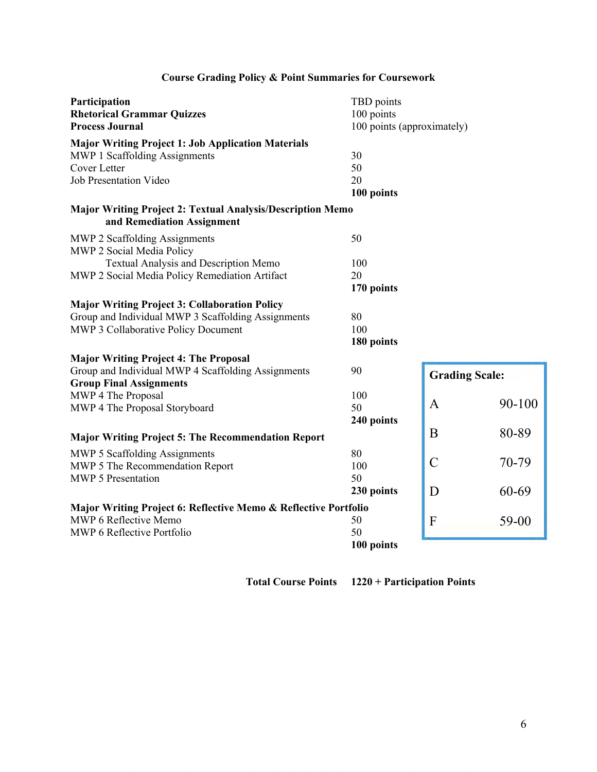## Course Grading Policy & Point Summaries for Coursework

| | |
|---|---|
| **Participation** | TBD points |
| **Rhetorical Grammar Quizzes** | 100 points |
| **Process Journal** | 100 points (approximately) |
| **Major Writing Project 1: Job Application Materials** | |
| MWP 1 Scaffolding Assignments | 30 |
| Cover Letter | 50 |
| Job Presentation Video | 20 |
| | **100 points** |
| **Major Writing Project 2: Textual Analysis/Description Memo and Remediation Assignment** | |
| MWP 2 Scaffolding Assignments | 50 |
| MWP 2 Social Media Policy Textual Analysis and Description Memo | 100 |
| MWP 2 Social Media Policy Remediation Artifact | 20 |
| | **170 points** |
| **Major Writing Project 3: Collaboration Policy** | |
| Group and Individual MWP 3 Scaffolding Assignments | 80 |
| MWP 3 Collaborative Policy Document | 100 |
| | **180 points** |
| **Major Writing Project 4: The Proposal** | |
| Group and Individual MWP 4 Scaffolding Assignments | 90 |
| **Group Final Assignments** | |
| MWP 4 The Proposal | 100 |
| MWP 4 The Proposal Storyboard | 50 |
| | **240 points** |
| **Major Writing Project 5: The Recommendation Report** | |
| MWP 5 Scaffolding Assignments | 80 |
| MWP 5 The Recommendation Report | 100 |
| MWP 5 Presentation | 50 |
| | **230 points** |
| **Major Writing Project 6: Reflective Memo & Reflective Portfolio** | |
| MWP 6 Reflective Memo | 50 |
| MWP 6 Reflective Portfolio | 50 |
| | **100 points** |

**Total Course Points 1220 + Participation Points**

| **Grading Scale:** | |
|---|---|
| A | 90-100 |
| B | 80-89 |
| C | 70-79 |
| D | 60-69 |
| F | 59-00 |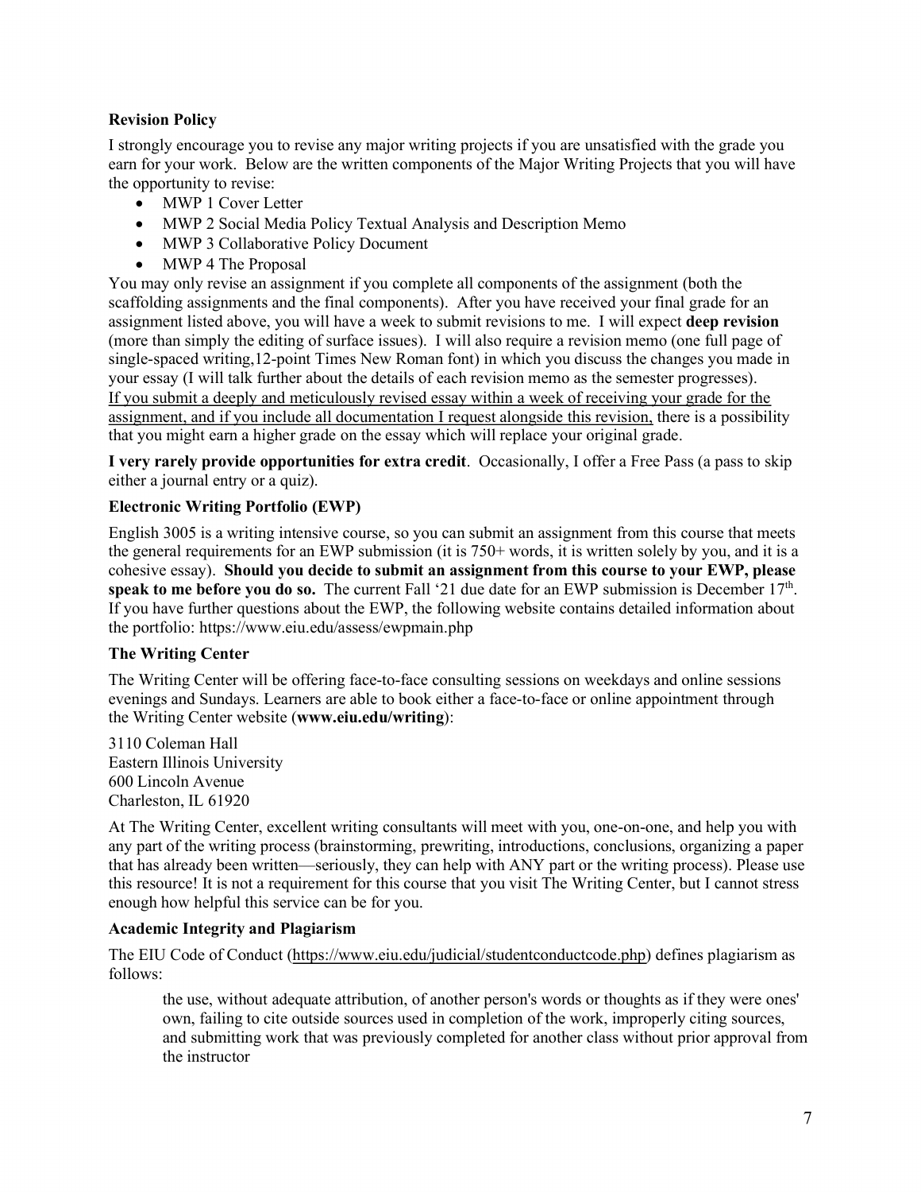**Revision Policy**

I strongly encourage you to revise any major writing projects if you are unsatisfied with the grade you earn for your work. Below are the written components of the Major Writing Projects that you will have the opportunity to revise:

- MWP 1 Cover Letter
- MWP 2 Social Media Policy Textual Analysis and Description Memo
- MWP 3 Collaborative Policy Document
- MWP 4 The Proposal

You may only revise an assignment if you complete all components of the assignment (both the scaffolding assignments and the final components). After you have received your final grade for an assignment listed above, you will have a week to submit revisions to me. I will expect **deep revision** (more than simply the editing of surface issues). I will also require a revision memo (one full page of single-spaced writing,12-point Times New Roman font) in which you discuss the changes you made in your essay (I will talk further about the details of each revision memo as the semester progresses). If you submit a deeply and meticulously revised essay within a week of receiving your grade for the assignment, and if you include all documentation I request alongside this revision, there is a possibility that you might earn a higher grade on the essay which will replace your original grade.

**I very rarely provide opportunities for extra credit**. Occasionally, I offer a Free Pass (a pass to skip either a journal entry or a quiz).

**Electronic Writing Portfolio (EWP)**

English 3005 is a writing intensive course, so you can submit an assignment from this course that meets the general requirements for an EWP submission (it is 750+ words, it is written solely by you, and it is a cohesive essay). **Should you decide to submit an assignment from this course to your EWP, please speak to me before you do so.** The current Fall '21 due date for an EWP submission is December 17th. If you have further questions about the EWP, the following website contains detailed information about the portfolio: https://www.eiu.edu/assess/ewpmain.php

**The Writing Center**

The Writing Center will be offering face-to-face consulting sessions on weekdays and online sessions evenings and Sundays. Learners are able to book either a face-to-face or online appointment through the Writing Center website (**www.eiu.edu/writing**):

3110 Coleman Hall
Eastern Illinois University
600 Lincoln Avenue
Charleston, IL 61920

At The Writing Center, excellent writing consultants will meet with you, one-on-one, and help you with any part of the writing process (brainstorming, prewriting, introductions, conclusions, organizing a paper that has already been written—seriously, they can help with ANY part or the writing process). Please use this resource! It is not a requirement for this course that you visit The Writing Center, but I cannot stress enough how helpful this service can be for you.

**Academic Integrity and Plagiarism**

The EIU Code of Conduct (https://www.eiu.edu/judicial/studentconductcode.php) defines plagiarism as follows:

> the use, without adequate attribution, of another person's words or thoughts as if they were ones' own, failing to cite outside sources used in completion of the work, improperly citing sources, and submitting work that was previously completed for another class without prior approval from the instructor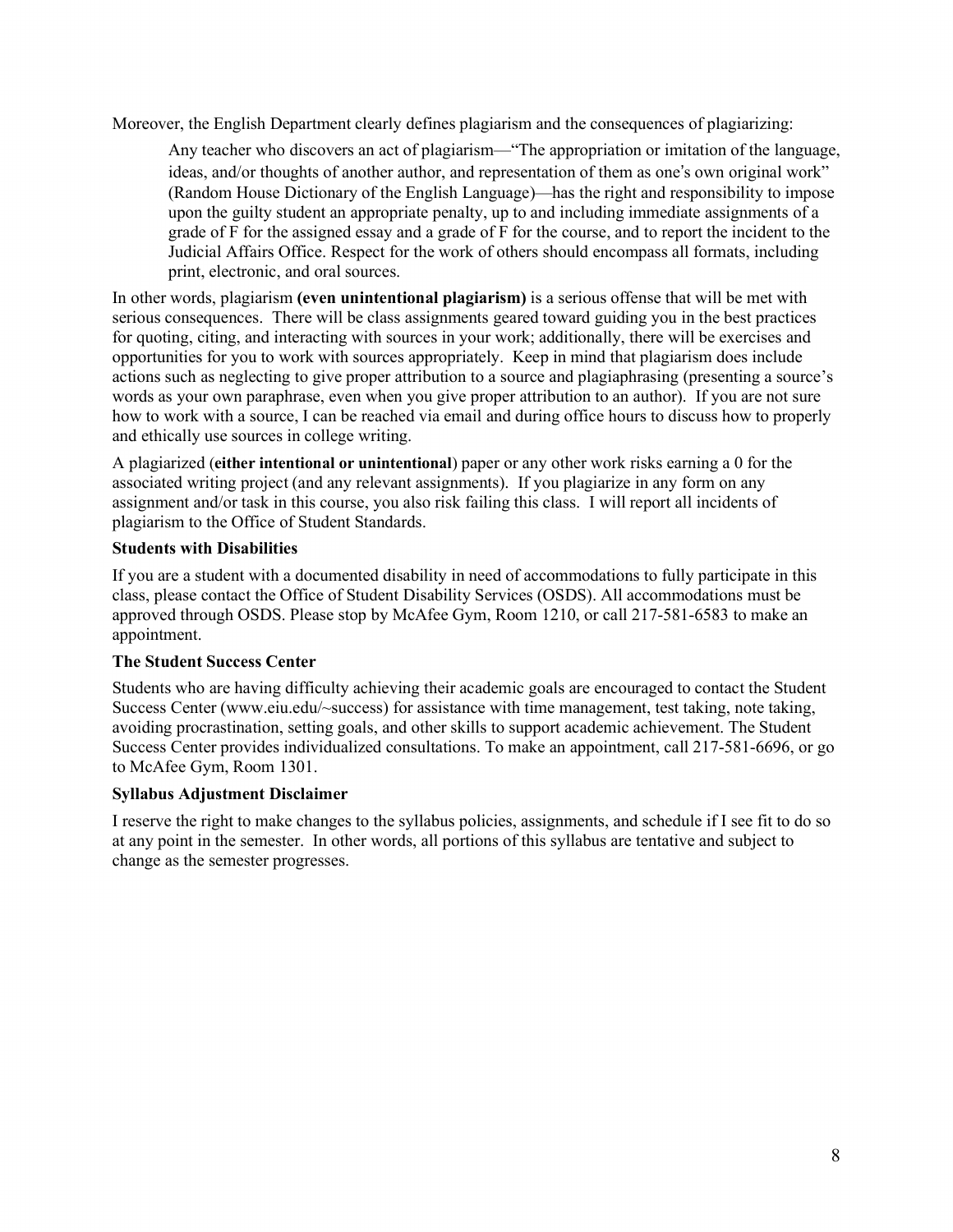Moreover, the English Department clearly defines plagiarism and the consequences of plagiarizing:

> Any teacher who discovers an act of plagiarism—"The appropriation or imitation of the language, ideas, and/or thoughts of another author, and representation of them as one's own original work" (Random House Dictionary of the English Language)—has the right and responsibility to impose upon the guilty student an appropriate penalty, up to and including immediate assignments of a grade of F for the assigned essay and a grade of F for the course, and to report the incident to the Judicial Affairs Office. Respect for the work of others should encompass all formats, including print, electronic, and oral sources.

In other words, plagiarism **(even unintentional plagiarism)** is a serious offense that will be met with serious consequences. There will be class assignments geared toward guiding you in the best practices for quoting, citing, and interacting with sources in your work; additionally, there will be exercises and opportunities for you to work with sources appropriately. Keep in mind that plagiarism does include actions such as neglecting to give proper attribution to a source and plagiaphrasing (presenting a source's words as your own paraphrase, even when you give proper attribution to an author). If you are not sure how to work with a source, I can be reached via email and during office hours to discuss how to properly and ethically use sources in college writing.

A plagiarized (**either intentional or unintentional**) paper or any other work risks earning a 0 for the associated writing project (and any relevant assignments). If you plagiarize in any form on any assignment and/or task in this course, you also risk failing this class. I will report all incidents of plagiarism to the Office of Student Standards.

**Students with Disabilities**

If you are a student with a documented disability in need of accommodations to fully participate in this class, please contact the Office of Student Disability Services (OSDS). All accommodations must be approved through OSDS. Please stop by McAfee Gym, Room 1210, or call 217-581-6583 to make an appointment.

**The Student Success Center**

Students who are having difficulty achieving their academic goals are encouraged to contact the Student Success Center (www.eiu.edu/~success) for assistance with time management, test taking, note taking, avoiding procrastination, setting goals, and other skills to support academic achievement. The Student Success Center provides individualized consultations. To make an appointment, call 217-581-6696, or go to McAfee Gym, Room 1301.

**Syllabus Adjustment Disclaimer**

I reserve the right to make changes to the syllabus policies, assignments, and schedule if I see fit to do so at any point in the semester. In other words, all portions of this syllabus are tentative and subject to change as the semester progresses.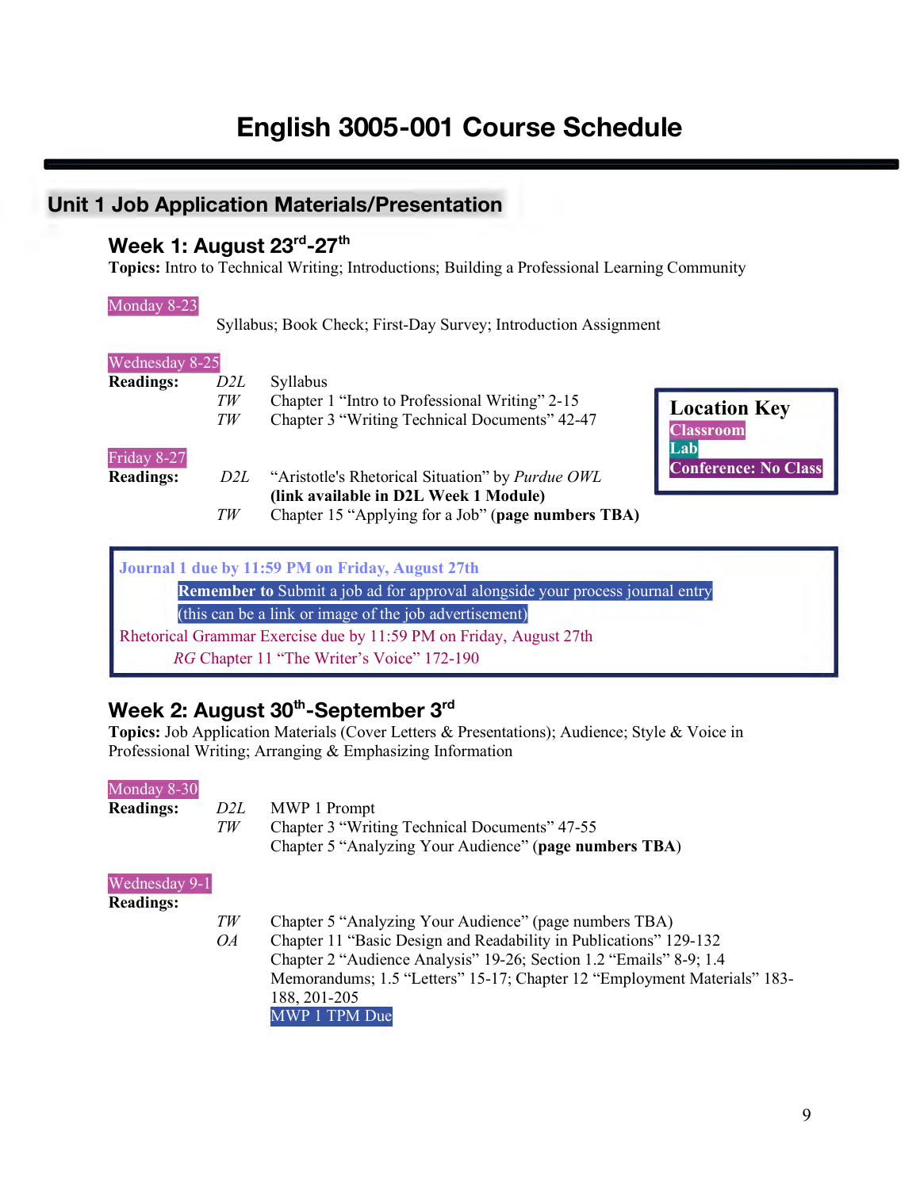# English 3005-001 Course Schedule

## Unit 1 Job Application Materials/Presentation

### Week 1: August 23rd-27th

**Topics:** Intro to Technical Writing; Introductions; Building a Professional Learning Community

Monday 8-23

Syllabus; Book Check; First-Day Survey; Introduction Assignment

Wednesday 8-25

**Readings:**

- *D2L* Syllabus
- *TW* Chapter 1 "Intro to Professional Writing" 2-15
- *TW* Chapter 3 "Writing Technical Documents" 42-47

Friday 8-27

**Readings:**

- *D2L* "Aristotle's Rhetorical Situation" by *Purdue OWL* **(link available in D2L Week 1 Module)**
- *TW* Chapter 15 "Applying for a Job" (**page numbers TBA)**

**Location Key**
- **Classroom**
- **Lab**
- **Conference: No Class**

> **Journal 1 due by 11:59 PM on Friday, August 27th**
>
> **Remember to** Submit a job ad for approval alongside your process journal entry (this can be a link or image of the job advertisement)
>
> Rhetorical Grammar Exercise due by 11:59 PM on Friday, August 27th
>
> *RG* Chapter 11 "The Writer's Voice" 172-190

### Week 2: August 30th-September 3rd

**Topics:** Job Application Materials (Cover Letters & Presentations); Audience; Style & Voice in Professional Writing; Arranging & Emphasizing Information

Monday 8-30

**Readings:**

- *D2L* MWP 1 Prompt
- *TW* Chapter 3 "Writing Technical Documents" 47-55
  Chapter 5 "Analyzing Your Audience" (**page numbers TBA**)

Wednesday 9-1

**Readings:**

- *TW* Chapter 5 "Analyzing Your Audience" (page numbers TBA)
- *OA* Chapter 11 "Basic Design and Readability in Publications" 129-132
  Chapter 2 "Audience Analysis" 19-26; Section 1.2 "Emails" 8-9; 1.4 Memorandums; 1.5 "Letters" 15-17; Chapter 12 "Employment Materials" 183-188, 201-205

MWP 1 TPM Due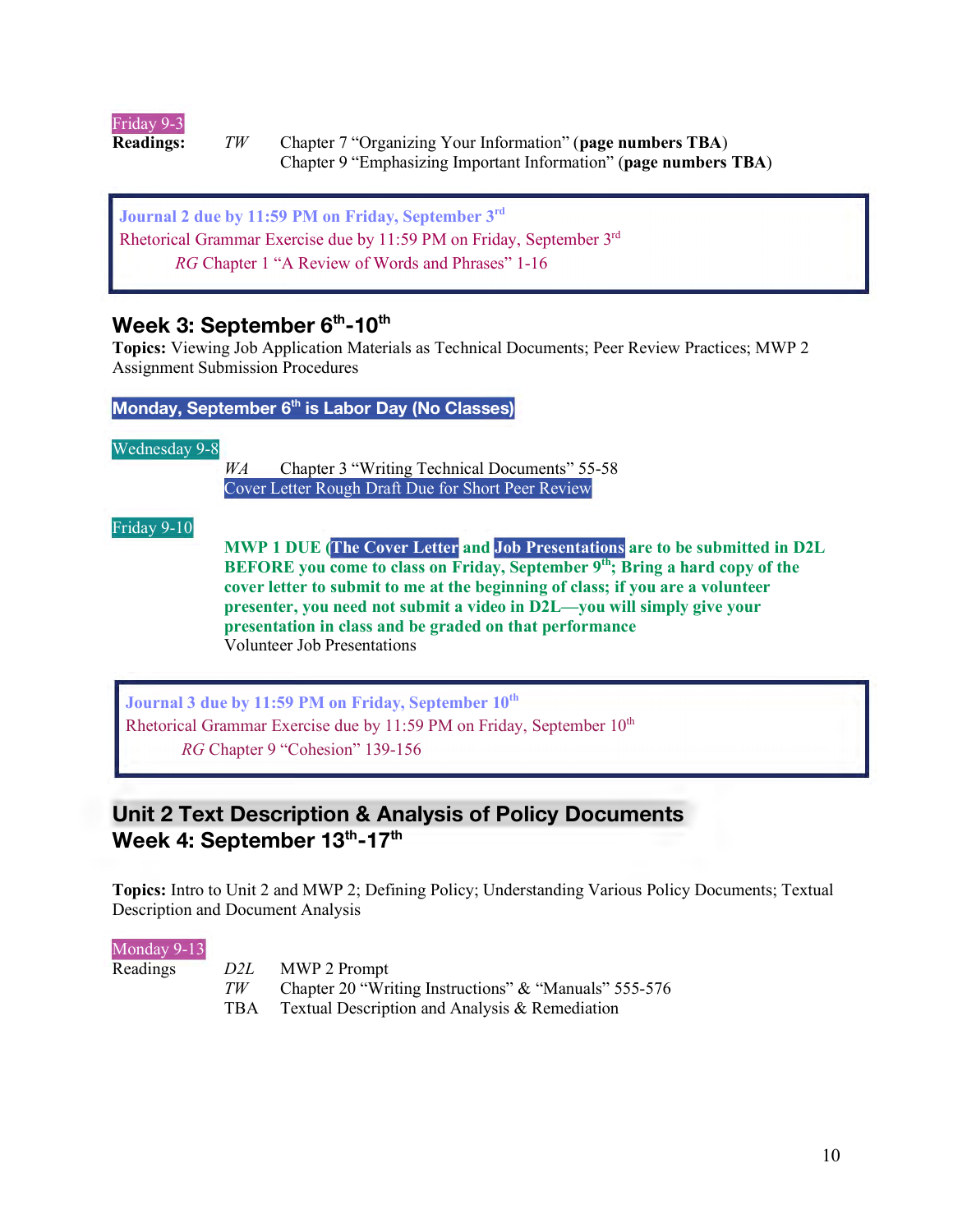Friday 9-3

**Readings:** *TW* Chapter 7 “Organizing Your Information” (**page numbers TBA**)
Chapter 9 “Emphasizing Important Information” (**page numbers TBA**)

> **Journal 2 due by 11:59 PM on Friday, September 3rd**
> Rhetorical Grammar Exercise due by 11:59 PM on Friday, September 3rd
> *RG* Chapter 1 “A Review of Words and Phrases” 1-16

## Week 3: September 6th-10th

**Topics:** Viewing Job Application Materials as Technical Documents; Peer Review Practices; MWP 2 Assignment Submission Procedures

**Monday, September 6th is Labor Day (No Classes)**

Wednesday 9-8

*WA* Chapter 3 “Writing Technical Documents” 55-58
Cover Letter Rough Draft Due for Short Peer Review

Friday 9-10

**MWP 1 DUE (The Cover Letter and Job Presentations are to be submitted in D2L BEFORE you come to class on Friday, September 9th; Bring a hard copy of the cover letter to submit to me at the beginning of class; if you are a volunteer presenter, you need not submit a video in D2L—you will simply give your presentation in class and be graded on that performance**
Volunteer Job Presentations

> **Journal 3 due by 11:59 PM on Friday, September 10th**
> Rhetorical Grammar Exercise due by 11:59 PM on Friday, September 10th
> *RG* Chapter 9 “Cohesion” 139-156

## Unit 2 Text Description & Analysis of Policy Documents

## Week 4: September 13th-17th

**Topics:** Intro to Unit 2 and MWP 2; Defining Policy; Understanding Various Policy Documents; Textual Description and Document Analysis

Monday 9-13

Readings
*D2L* MWP 2 Prompt
*TW* Chapter 20 “Writing Instructions” & “Manuals” 555-576
TBA Textual Description and Analysis & Remediation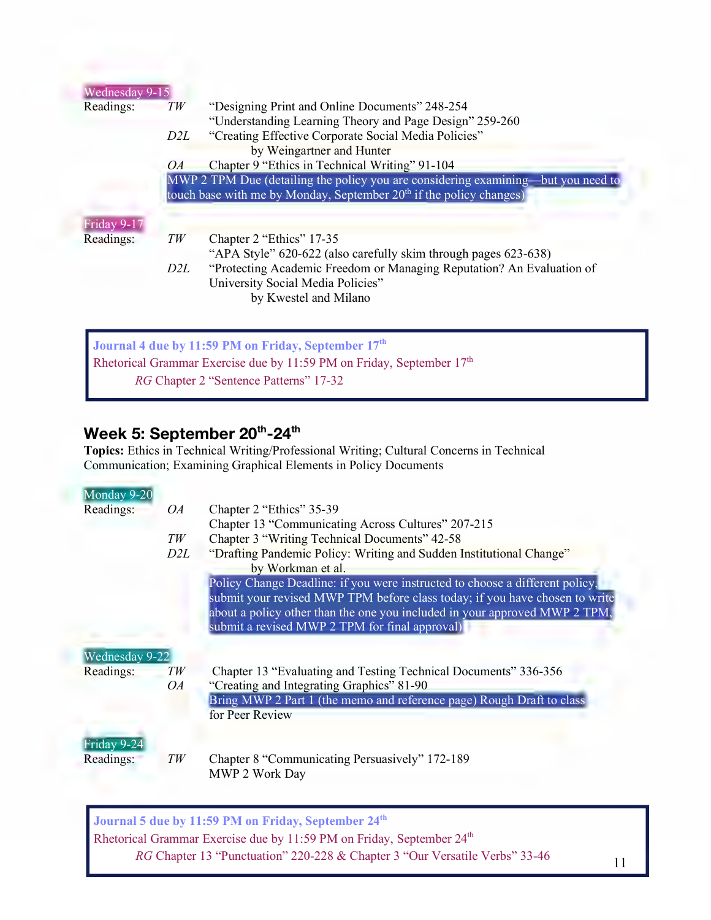Wednesday 9-15

Readings:

*TW* "Designing Print and Online Documents" 248-254
"Understanding Learning Theory and Page Design" 259-260

*D2L* "Creating Effective Corporate Social Media Policies"
by Weingartner and Hunter

*OA* Chapter 9 "Ethics in Technical Writing" 91-104

MWP 2 TPM Due (detailing the policy you are considering examining—but you need to touch base with me by Monday, September 20th if the policy changes)

Friday 9-17

Readings:

*TW* Chapter 2 "Ethics" 17-35
"APA Style" 620-622 (also carefully skim through pages 623-638)

*D2L* "Protecting Academic Freedom or Managing Reputation? An Evaluation of University Social Media Policies"
by Kwestel and Milano

> **Journal 4 due by 11:59 PM on Friday, September 17th**
> Rhetorical Grammar Exercise due by 11:59 PM on Friday, September 17th
> *RG* Chapter 2 "Sentence Patterns" 17-32

## Week 5: September 20th-24th

**Topics:** Ethics in Technical Writing/Professional Writing; Cultural Concerns in Technical Communication; Examining Graphical Elements in Policy Documents

Monday 9-20

Readings:

*OA* Chapter 2 "Ethics" 35-39
Chapter 13 "Communicating Across Cultures" 207-215

*TW* Chapter 3 "Writing Technical Documents" 42-58

*D2L* "Drafting Pandemic Policy: Writing and Sudden Institutional Change"
by Workman et al.

Policy Change Deadline: if you were instructed to choose a different policy, submit your revised MWP TPM before class today; if you have chosen to write about a policy other than the one you included in your approved MWP 2 TPM, submit a revised MWP 2 TPM for final approval)

Wednesday 9-22

Readings:

*TW* Chapter 13 "Evaluating and Testing Technical Documents" 336-356

*OA* "Creating and Integrating Graphics" 81-90

Bring MWP 2 Part 1 (the memo and reference page) Rough Draft to class for Peer Review

Friday 9-24

Readings:

*TW* Chapter 8 "Communicating Persuasively" 172-189
MWP 2 Work Day

> **Journal 5 due by 11:59 PM on Friday, September 24th**
> Rhetorical Grammar Exercise due by 11:59 PM on Friday, September 24th
> *RG* Chapter 13 "Punctuation" 220-228 & Chapter 3 "Our Versatile Verbs" 33-46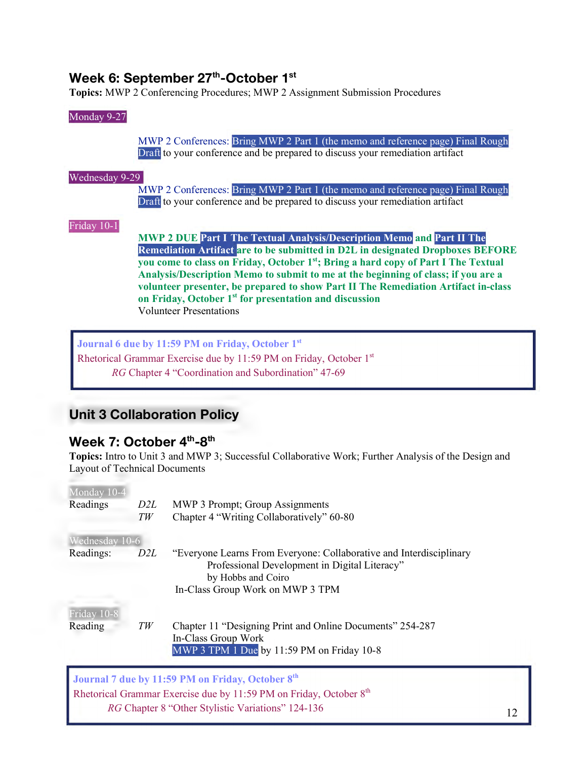## Week 6: September 27th-October 1st

**Topics:** MWP 2 Conferencing Procedures; MWP 2 Assignment Submission Procedures

Monday 9-27

MWP 2 Conferences: Bring MWP 2 Part 1 (the memo and reference page) Final Rough Draft to your conference and be prepared to discuss your remediation artifact

Wednesday 9-29

MWP 2 Conferences: Bring MWP 2 Part 1 (the memo and reference page) Final Rough Draft to your conference and be prepared to discuss your remediation artifact

Friday 10-1

**MWP 2 DUE Part I The Textual Analysis/Description Memo and Part II The Remediation Artifact are to be submitted in D2L in designated Dropboxes BEFORE you come to class on Friday, October 1st; Bring a hard copy of Part I The Textual Analysis/Description Memo to submit to me at the beginning of class; if you are a volunteer presenter, be prepared to show Part II The Remediation Artifact in-class on Friday, October 1st for presentation and discussion**

Volunteer Presentations

> **Journal 6 due by 11:59 PM on Friday, October 1st**
> Rhetorical Grammar Exercise due by 11:59 PM on Friday, October 1st
> *RG* Chapter 4 "Coordination and Subordination" 47-69

## Unit 3 Collaboration Policy

## Week 7: October 4th-8th

**Topics:** Intro to Unit 3 and MWP 3; Successful Collaborative Work; Further Analysis of the Design and Layout of Technical Documents

Monday 10-4

| Readings | *D2L* | MWP 3 Prompt; Group Assignments |
|---|---|---|
| | *TW* | Chapter 4 "Writing Collaboratively" 60-80 |

Wednesday 10-6

| Readings: | *D2L* | "Everyone Learns From Everyone: Collaborative and Interdisciplinary Professional Development in Digital Literacy" by Hobbs and Coiro |
|---|---|---|
| | | In-Class Group Work on MWP 3 TPM |

Friday 10-8

| Reading | *TW* | Chapter 11 "Designing Print and Online Documents" 254-287 |
|---|---|---|
| | | In-Class Group Work |
| | | MWP 3 TPM 1 Due by 11:59 PM on Friday 10-8 |

> **Journal 7 due by 11:59 PM on Friday, October 8th**
> Rhetorical Grammar Exercise due by 11:59 PM on Friday, October 8th
> *RG* Chapter 8 "Other Stylistic Variations" 124-136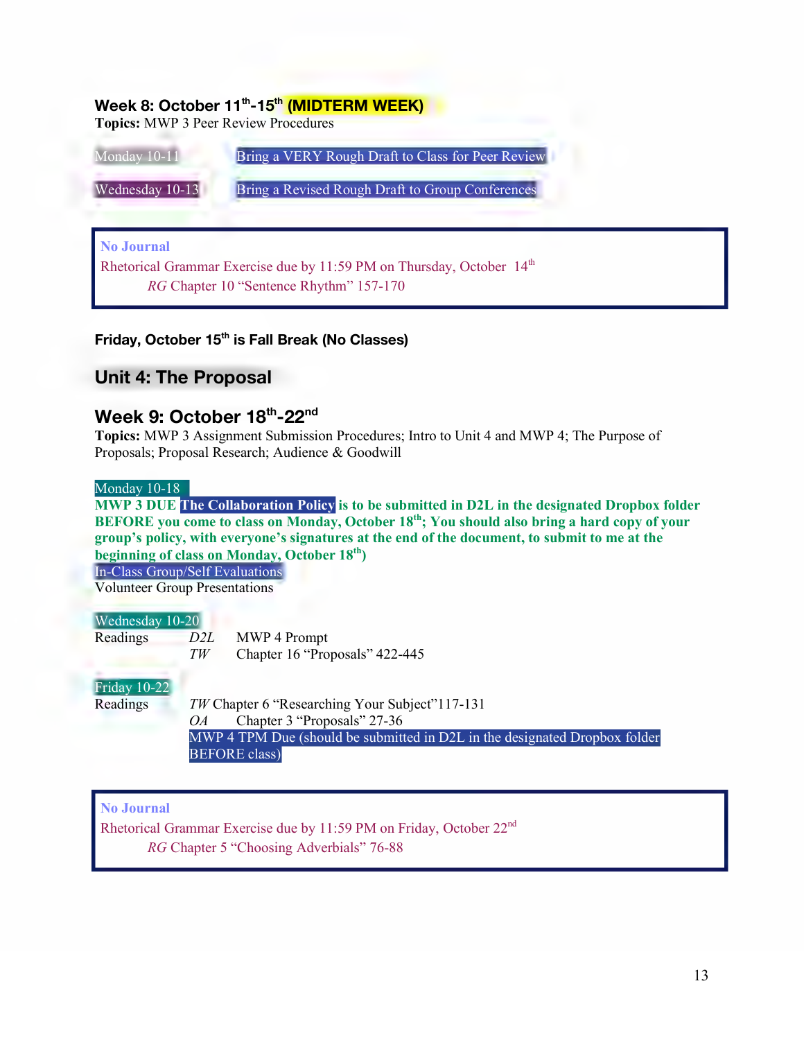### Week 8: October 11th-15th (MIDTERM WEEK)

**Topics:** MWP 3 Peer Review Procedures

Monday 10-11 Bring a VERY Rough Draft to Class for Peer Review

Wednesday 10-13 Bring a Revised Rough Draft to Group Conferences

> **No Journal**
>
> Rhetorical Grammar Exercise due by 11:59 PM on Thursday, October 14th
>
> *RG* Chapter 10 "Sentence Rhythm" 157-170

**Friday, October 15th is Fall Break (No Classes)**

## Unit 4: The Proposal

### Week 9: October 18th-22nd

**Topics:** MWP 3 Assignment Submission Procedures; Intro to Unit 4 and MWP 4; The Purpose of Proposals; Proposal Research; Audience & Goodwill

Monday 10-18

**MWP 3 DUE The Collaboration Policy is to be submitted in D2L in the designated Dropbox folder BEFORE you come to class on Monday, October 18th; You should also bring a hard copy of your group's policy, with everyone's signatures at the end of the document, to submit to me at the beginning of class on Monday, October 18th)**

In-Class Group/Self Evaluations

Volunteer Group Presentations

Wednesday 10-20

Readings *D2L* MWP 4 Prompt
*TW* Chapter 16 "Proposals" 422-445

Friday 10-22

Readings *TW* Chapter 6 "Researching Your Subject"117-131
*OA* Chapter 3 "Proposals" 27-36
MWP 4 TPM Due (should be submitted in D2L in the designated Dropbox folder BEFORE class)

> **No Journal**
>
> Rhetorical Grammar Exercise due by 11:59 PM on Friday, October 22nd
>
> *RG* Chapter 5 "Choosing Adverbials" 76-88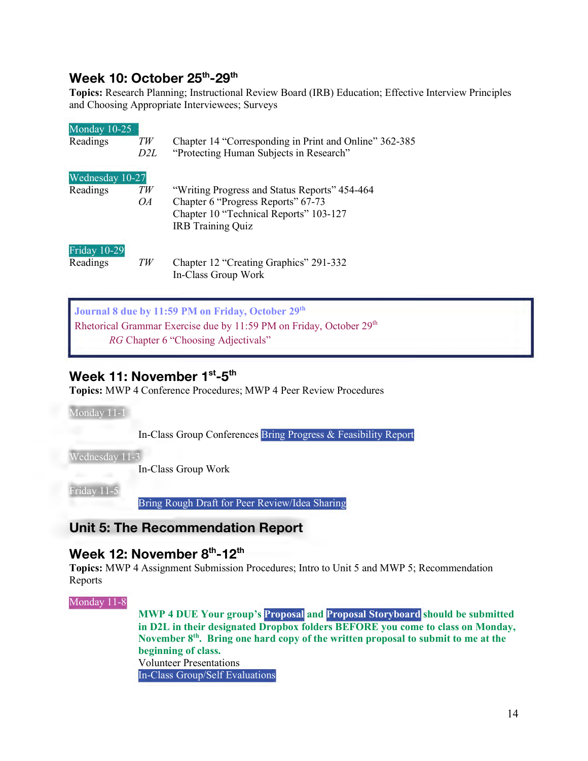## Week 10: October 25th-29th

**Topics:** Research Planning; Instructional Review Board (IRB) Education; Effective Interview Principles and Choosing Appropriate Interviewees; Surveys

**Monday 10-25**

Readings *TW* Chapter 14 "Corresponding in Print and Online" 362-385
*D2L* "Protecting Human Subjects in Research"

**Wednesday 10-27**

Readings *TW* "Writing Progress and Status Reports" 454-464
*OA* Chapter 6 "Progress Reports" 67-73
Chapter 10 "Technical Reports" 103-127
IRB Training Quiz

**Friday 10-29**

Readings *TW* Chapter 12 "Creating Graphics" 291-332
In-Class Group Work

> **Journal 8 due by 11:59 PM on Friday, October 29th**
> Rhetorical Grammar Exercise due by 11:59 PM on Friday, October 29th
> *RG* Chapter 6 "Choosing Adjectivals"

## Week 11: November 1st-5th

**Topics:** MWP 4 Conference Procedures; MWP 4 Peer Review Procedures

**Monday 11-1**

In-Class Group Conferences Bring Progress & Feasibility Report

**Wednesday 11-3**

In-Class Group Work

**Friday 11-5**

Bring Rough Draft for Peer Review/Idea Sharing

# Unit 5: The Recommendation Report

## Week 12: November 8th-12th

**Topics:** MWP 4 Assignment Submission Procedures; Intro to Unit 5 and MWP 5; Recommendation Reports

**Monday 11-8**

**MWP 4 DUE Your group's Proposal and Proposal Storyboard should be submitted in D2L in their designated Dropbox folders BEFORE you come to class on Monday, November 8th. Bring one hard copy of the written proposal to submit to me at the beginning of class.**
Volunteer Presentations
In-Class Group/Self Evaluations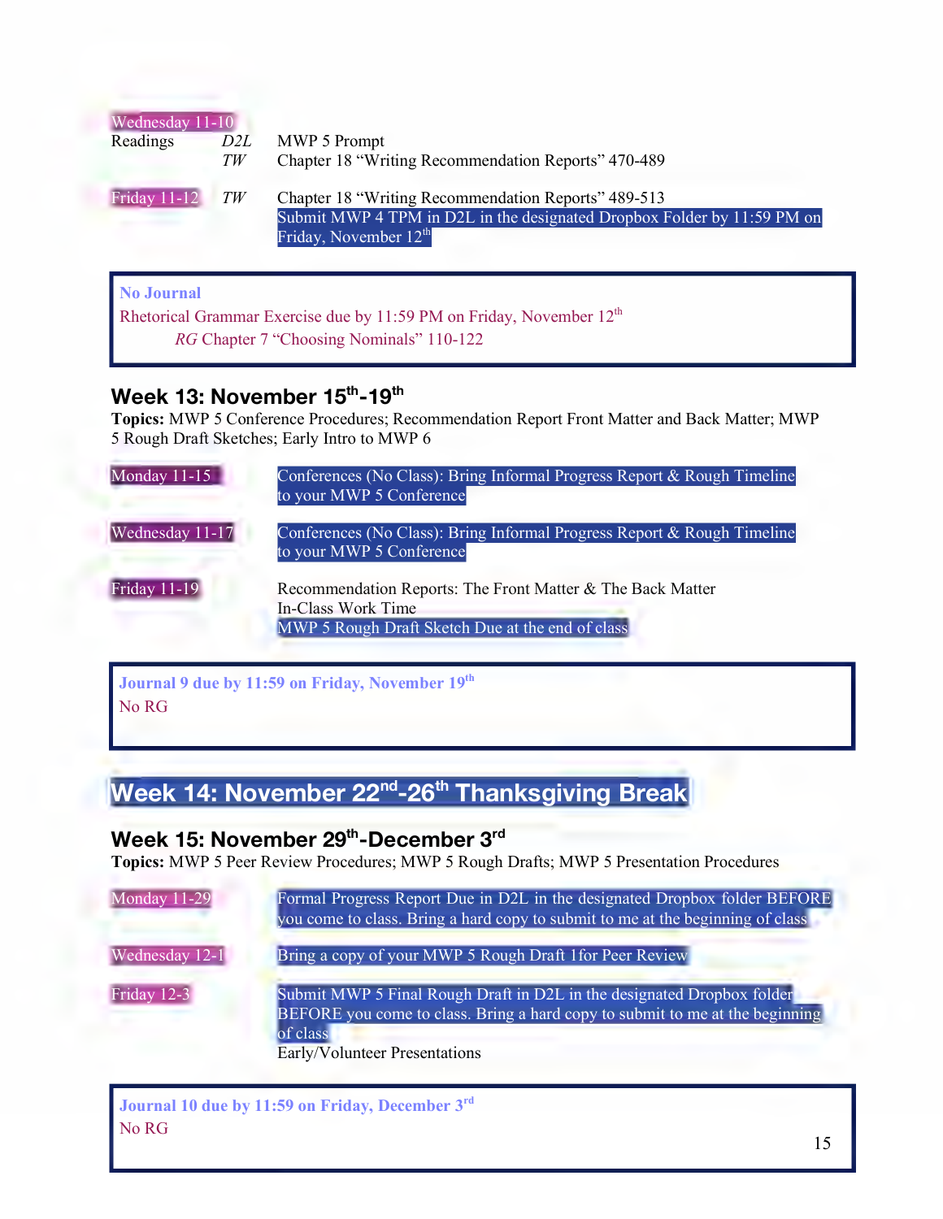**Wednesday 11-10**

Readings *D2L* MWP 5 Prompt
*TW* Chapter 18 “Writing Recommendation Reports” 470-489

**Friday 11-12** *TW* Chapter 18 “Writing Recommendation Reports” 489-513
Submit MWP 4 TPM in D2L in the designated Dropbox Folder by 11:59 PM on Friday, November 12th

> **No Journal**
> Rhetorical Grammar Exercise due by 11:59 PM on Friday, November 12th
> *RG* Chapter 7 “Choosing Nominals” 110-122

## Week 13: November 15th-19th

**Topics:** MWP 5 Conference Procedures; Recommendation Report Front Matter and Back Matter; MWP 5 Rough Draft Sketches; Early Intro to MWP 6

**Monday 11-15** Conferences (No Class): Bring Informal Progress Report & Rough Timeline to your MWP 5 Conference

**Wednesday 11-17** Conferences (No Class): Bring Informal Progress Report & Rough Timeline to your MWP 5 Conference

**Friday 11-19** Recommendation Reports: The Front Matter & The Back Matter
In-Class Work Time
MWP 5 Rough Draft Sketch Due at the end of class

> **Journal 9 due by 11:59 on Friday, November 19th**
> No RG

## Week 14: November 22nd-26th Thanksgiving Break

## Week 15: November 29th-December 3rd

**Topics:** MWP 5 Peer Review Procedures; MWP 5 Rough Drafts; MWP 5 Presentation Procedures

**Monday 11-29** Formal Progress Report Due in D2L in the designated Dropbox folder BEFORE you come to class. Bring a hard copy to submit to me at the beginning of class

**Wednesday 12-1** Bring a copy of your MWP 5 Rough Draft 1for Peer Review

**Friday 12-3** Submit MWP 5 Final Rough Draft in D2L in the designated Dropbox folder BEFORE you come to class. Bring a hard copy to submit to me at the beginning of class
Early/Volunteer Presentations

> **Journal 10 due by 11:59 on Friday, December 3rd**
> No RG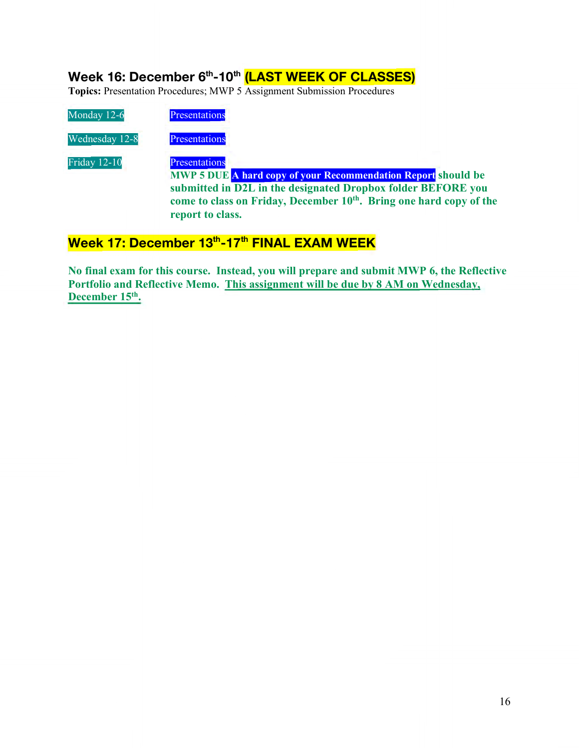## Week 16: December 6th-10th (LAST WEEK OF CLASSES)

**Topics:** Presentation Procedures; MWP 5 Assignment Submission Procedures

| | |
|---|---|
| Monday 12-6 | Presentations |
| Wednesday 12-8 | Presentations |
| Friday 12-10 | Presentations<br>**MWP 5 DUE A hard copy of your Recommendation Report should be submitted in D2L in the designated Dropbox folder BEFORE you come to class on Friday, December 10th. Bring one hard copy of the report to class.** |

## Week 17: December 13th-17th FINAL EXAM WEEK

**No final exam for this course. Instead, you will prepare and submit MWP 6, the Reflective Portfolio and Reflective Memo. <u>This assignment will be due by 8 AM on Wednesday, December 15th.</u>**